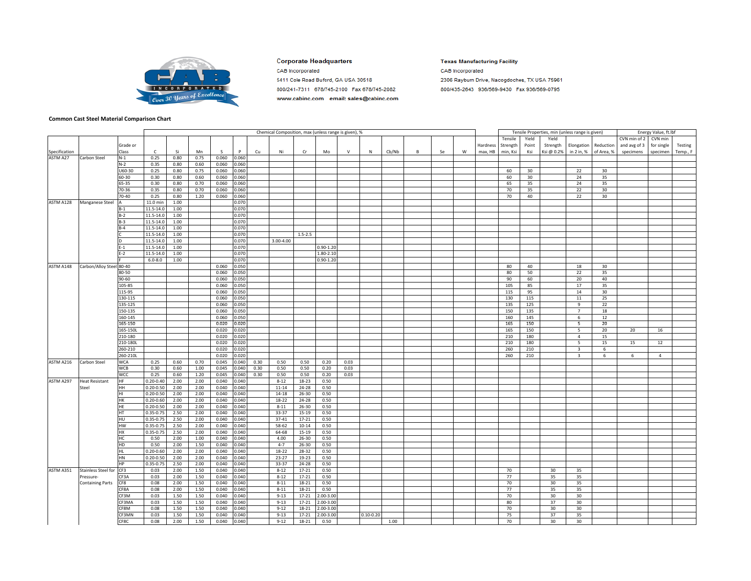**Corporate Headquarters**
CAB Incorporated
5411 Cole Road Buford, GA USA 30518
800/241-7311 678/745-2100 Fax 678/745-2082
**www.cabinc.com email: sales@cabinc.com**

**Texas Manufacturing Facility**
CAB Incorporated
2306 Rayburn Drive, Nacogdoches, TX USA 75961
800/435-2643 936/569-9430 Fax 936/569-0795

**Common Cast Steel Material Comparison Chart**

| | | | Chemical Composition, max (unless range is given), % | | | | | | | | | | | | | | | | Tensile Properties, min (unless range is given) | | | | | Energy Value, ft.lbf | | |
|---|---|---|---|---|---|---|---|---|---|---|---|---|---|---|---|---|---|---|---|---|---|---|---|---|---|---|
| Specification | | Grade or Class | C | Si | Mn | S | P | Cu | Ni | Cr | Mo | V | N | Cb/Nb | B | Se | W | Hardness max, HB | Tensile Strength min, Ksi | Yield Point Ksi | Yield Strength Ksi @ 0.2% | Elongation in 2 in, % | Reduction of Area, % | CVN min of 2 and avg of 3 specimens | CVN min for single specimen | Testing Temp., F |
| ASTM A27 | Carbon Steel | N-1 | 0.25 | 0.80 | 0.75 | 0.060 | 0.060 | | | | | | | | | | | | | | | | | | | |
| | | N-2 | 0.35 | 0.80 | 0.60 | 0.060 | 0.060 | | | | | | | | | | | | | | | | | | | |
| | | U60-30 | 0.25 | 0.80 | 0.75 | 0.060 | 0.060 | | | | | | | | | | | | 60 | 30 | | 22 | 30 | | | |
| | | 60-30 | 0.30 | 0.80 | 0.60 | 0.060 | 0.060 | | | | | | | | | | | | 60 | 30 | | 24 | 35 | | | |
| | | 65-35 | 0.30 | 0.80 | 0.70 | 0.060 | 0.060 | | | | | | | | | | | | 65 | 35 | | 24 | 35 | | | |
| | | 70-36 | 0.35 | 0.80 | 0.70 | 0.060 | 0.060 | | | | | | | | | | | | 70 | 35 | | 22 | 30 | | | |
| | | 70-40 | 0.25 | 0.80 | 1.20 | 0.060 | 0.060 | | | | | | | | | | | | 70 | 40 | | 22 | 30 | | | |
| ASTM A128 | Manganese Steel | A | 11.0 min | 1.00 | | | 0.070 | | | | | | | | | | | | | | | | | | | |
| | | B-1 | 11.5-14.0 | 1.00 | | | 0.070 | | | | | | | | | | | | | | | | | | | |
| | | B-2 | 11.5-14.0 | 1.00 | | | 0.070 | | | | | | | | | | | | | | | | | | | |
| | | B-3 | 11.5-14.0 | 1.00 | | | 0.070 | | | | | | | | | | | | | | | | | | | |
| | | B-4 | 11.5-14.0 | 1.00 | | | 0.070 | | | | | | | | | | | | | | | | | | | |
| | | C | 11.5-14.0 | 1.00 | | | 0.070 | | | 1.5-2.5 | | | | | | | | | | | | | | | | |
| | | D | 11.5-14.0 | 1.00 | | | 0.070 | | 3.00-4.00 | | | | | | | | | | | | | | | | | |
| | | E-1 | 11.5-14.0 | 1.00 | | | 0.070 | | | | 0.90-1.20 | | | | | | | | | | | | | | | |
| | | E-2 | 11.5-14.0 | 1.00 | | | 0.070 | | | | 1.80-2.10 | | | | | | | | | | | | | | | |
| | | F | 6.0-8.0 | 1.00 | | | 0.070 | | | | 0.90-1.20 | | | | | | | | | | | | | | | |
| ASTM A148 | Carbon/Alloy Steel | 80-40 | | | | 0.060 | 0.050 | | | | | | | | | | | | 80 | 40 | | 18 | 30 | | | |
| | | 80-50 | | | | 0.060 | 0.050 | | | | | | | | | | | | 80 | 50 | | 22 | 35 | | | |
| | | 90-60 | | | | 0.060 | 0.050 | | | | | | | | | | | | 90 | 60 | | 20 | 40 | | | |
| | | 105-85 | | | | 0.060 | 0.050 | | | | | | | | | | | | 105 | 85 | | 17 | 35 | | | |
| | | 115-95 | | | | 0.060 | 0.050 | | | | | | | | | | | | 115 | 95 | | 14 | 30 | | | |
| | | 130-115 | | | | 0.060 | 0.050 | | | | | | | | | | | | 130 | 115 | | 11 | 25 | | | |
| | | 135-125 | | | | 0.060 | 0.050 | | | | | | | | | | | | 135 | 125 | | 9 | 22 | | | |
| | | 150-135 | | | | 0.060 | 0.050 | | | | | | | | | | | | 150 | 135 | | 7 | 18 | | | |
| | | 160-145 | | | | 0.060 | 0.050 | | | | | | | | | | | | 160 | 145 | | 6 | 12 | | | |
| | | 165-150 | | | | 0.020 | 0.020 | | | | | | | | | | | | 165 | 150 | | 5 | 20 | | | |
| | | 165-150L | | | | 0.020 | 0.020 | | | | | | | | | | | | 165 | 150 | | 5 | 20 | 20 | 16 | |
| | | 210-180 | | | | 0.020 | 0.020 | | | | | | | | | | | | 210 | 180 | | 4 | 15 | | | |
| | | 210-180L | | | | 0.020 | 0.020 | | | | | | | | | | | | 210 | 180 | | 5 | 15 | 15 | 12 | |
| | | 260-210 | | | | 0.020 | 0.020 | | | | | | | | | | | | 260 | 210 | | 3 | 6 | | | |
| | | 260-210L | | | | 0.020 | 0.020 | | | | | | | | | | | | 260 | 210 | | 3 | 6 | 6 | 4 | |
| ASTM A216 | Carbon Steel | WCA | 0.25 | 0.60 | 0.70 | 0.045 | 0.040 | 0.30 | 0.50 | 0.50 | 0.20 | 0.03 | | | | | | | | | | | | | | |
| | | WCB | 0.30 | 0.60 | 1.00 | 0.045 | 0.040 | 0.30 | 0.50 | 0.50 | 0.20 | 0.03 | | | | | | | | | | | | | | |
| | | WCC | 0.25 | 0.60 | 1.20 | 0.045 | 0.040 | 0.30 | 0.50 | 0.50 | 0.20 | 0.03 | | | | | | | | | | | | | | |
| ASTM A297 | Heat Resistant Steel | HF | 0.20-0.40 | 2.00 | 2.00 | 0.040 | 0.040 | | 8-12 | 18-23 | 0.50 | | | | | | | | | | | | | | | |
| | | HH | 0.20-0.50 | 2.00 | 2.00 | 0.040 | 0.040 | | 11-14 | 24-28 | 0.50 | | | | | | | | | | | | | | | |
| | | HI | 0.20-0.50 | 2.00 | 2.00 | 0.040 | 0.040 | | 14-18 | 26-30 | 0.50 | | | | | | | | | | | | | | | |
| | | HK | 0.20-0.60 | 2.00 | 2.00 | 0.040 | 0.040 | | 18-22 | 24-28 | 0.50 | | | | | | | | | | | | | | | |
| | | HE | 0.20-0.50 | 2.00 | 2.00 | 0.040 | 0.040 | | 8-11 | 26-30 | 0.50 | | | | | | | | | | | | | | | |
| | | HT | 0.35-0.75 | 2.50 | 2.00 | 0.040 | 0.040 | | 33-37 | 15-19 | 0.50 | | | | | | | | | | | | | | | |
| | | HU | 0.35-0.75 | 2.50 | 2.00 | 0.040 | 0.040 | | 37-41 | 17-21 | 0.50 | | | | | | | | | | | | | | | |
| | | HW | 0.35-0.75 | 2.50 | 2.00 | 0.040 | 0.040 | | 58-62 | 10-14 | 0.50 | | | | | | | | | | | | | | | |
| | | HX | 0.35-0.75 | 2.50 | 2.00 | 0.040 | 0.040 | | 64-68 | 15-19 | 0.50 | | | | | | | | | | | | | | | |
| | | HC | 0.50 | 2.00 | 1.00 | 0.040 | 0.040 | | 4.00 | 26-30 | 0.50 | | | | | | | | | | | | | | | |
| | | HD | 0.50 | 2.00 | 1.50 | 0.040 | 0.040 | | 4-7 | 26-30 | 0.50 | | | | | | | | | | | | | | | |
| | | HL | 0.20-0.60 | 2.00 | 2.00 | 0.040 | 0.040 | | 18-22 | 28-32 | 0.50 | | | | | | | | | | | | | | | |
| | | HN | 0.20-0.50 | 2.00 | 2.00 | 0.040 | 0.040 | | 23-27 | 19-23 | 0.50 | | | | | | | | | | | | | | | |
| | | HP | 0.35-0.75 | 2.50 | 2.00 | 0.040 | 0.040 | | 33-37 | 24-28 | 0.50 | | | | | | | | | | | | | | | |
| ASTM A351 | Stainless Steel for Pressure-Containing Parts | CF3 | 0.03 | 2.00 | 1.50 | 0.040 | 0.040 | | 8-12 | 17-21 | 0.50 | | | | | | | | 70 | | 30 | 35 | | | | |
| | | CF3A | 0.03 | 2.00 | 1.50 | 0.040 | 0.040 | | 8-12 | 17-21 | 0.50 | | | | | | | | 77 | | 35 | 35 | | | | |
| | | CF8 | 0.08 | 2.00 | 1.50 | 0.040 | 0.040 | | 8-11 | 18-21 | 0.50 | | | | | | | | 70 | | 30 | 35 | | | | |
| | | CF8A | 0.08 | 2.00 | 1.50 | 0.040 | 0.040 | | 8-11 | 18-21 | 0.50 | | | | | | | | 77 | | 35 | 35 | | | | |
| | | CF3M | 0.03 | 1.50 | 1.50 | 0.040 | 0.040 | | 9-13 | 17-21 | 2.00-3.00 | | | | | | | | 70 | | 30 | 30 | | | | |
| | | CF3MA | 0.03 | 1.50 | 1.50 | 0.040 | 0.040 | | 9-13 | 17-21 | 2.00-3.00 | | | | | | | | 80 | | 37 | 30 | | | | |
| | | CF8M | 0.08 | 1.50 | 1.50 | 0.040 | 0.040 | | 9-12 | 18-21 | 2.00-3.00 | | | | | | | | 70 | | 30 | 30 | | | | |
| | | CF3MN | 0.03 | 1.50 | 1.50 | 0.040 | 0.040 | | 9-13 | 17-21 | 2.00-3.00 | | 0.10-0.20 | | | | | | 75 | | 37 | 35 | | | | |
| | | CF8C | 0.08 | 2.00 | 1.50 | 0.040 | 0.040 | | 9-12 | 18-21 | 0.50 | | | 1.00 | | | | | 70 | | 30 | 30 | | | | |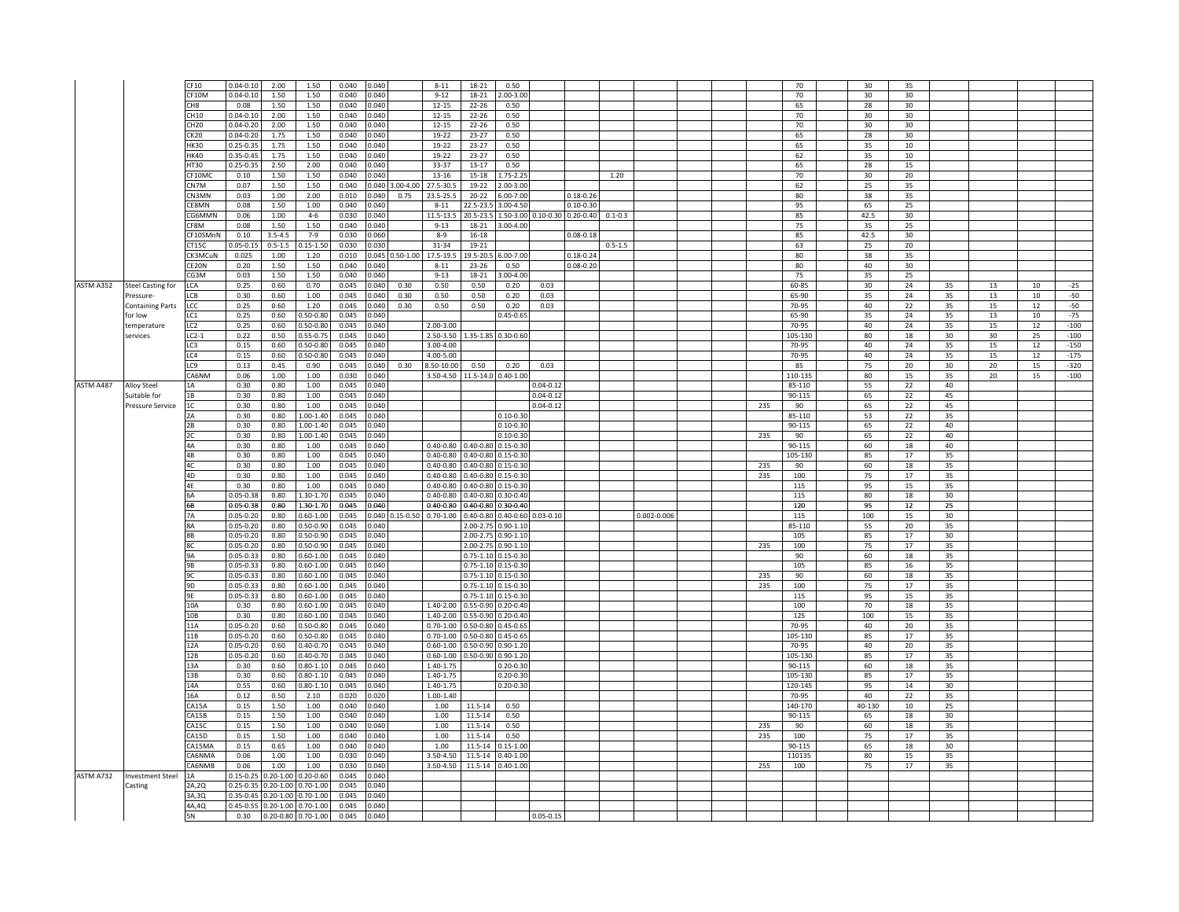| | | | | | | | | | | | | | | | | | | | | | | | | | | |
|---|---|---|---|---|---|---|---|---|---|---|---|---|---|---|---|---|---|---|---|---|---|---|---|---|---|---|
| | | CF10 | 0.04-0.10 | 2.00 | 1.50 | 0.040 | 0.040 | | 8-11 | 18-21 | 0.50 | | | | | | | | 70 | | 30 | 35 | | | | |
| | | CF10M | 0.04-0.10 | 1.50 | 1.50 | 0.040 | 0.040 | | 9-12 | 18-21 | 2.00-3.00 | | | | | | | | 70 | | 30 | 30 | | | | |
| | | CH8 | 0.08 | 1.50 | 1.50 | 0.040 | 0.040 | | 12-15 | 22-26 | 0.50 | | | | | | | | 65 | | 28 | 30 | | | | |
| | | CH10 | 0.04-0.10 | 2.00 | 1.50 | 0.040 | 0.040 | | 12-15 | 22-26 | 0.50 | | | | | | | | 70 | | 30 | 30 | | | | |
| | | CH20 | 0.04-0.20 | 2.00 | 1.50 | 0.040 | 0.040 | | 12-15 | 22-26 | 0.50 | | | | | | | | 70 | | 30 | 30 | | | | |
| | | CK20 | 0.04-0.20 | 1.75 | 1.50 | 0.040 | 0.040 | | 19-22 | 23-27 | 0.50 | | | | | | | | 65 | | 28 | 30 | | | | |
| | | HK30 | 0.25-0.35 | 1.75 | 1.50 | 0.040 | 0.040 | | 19-22 | 23-27 | 0.50 | | | | | | | | 65 | | 35 | 10 | | | | |
| | | HK40 | 0.35-0.45 | 1.75 | 1.50 | 0.040 | 0.040 | | 19-22 | 23-27 | 0.50 | | | | | | | | 62 | | 35 | 10 | | | | |
| | | HT30 | 0.25-0.35 | 2.50 | 2.00 | 0.040 | 0.040 | | 33-37 | 13-17 | 0.50 | | | | | | | | 65 | | 28 | 15 | | | | |
| | | CF10MC | 0.10 | 1.50 | 1.50 | 0.040 | 0.040 | | 13-16 | 15-18 | 1.75-2.25 | | | 1.20 | | | | | 70 | | 30 | 20 | | | | |
| | | CN7M | 0.07 | 1.50 | 1.50 | 0.040 | 0.040 | 3.00-4.00 | 27.5-30.5 | 19-22 | 2.00-3.00 | | | | | | | | 62 | | 25 | 35 | | | | |
| | | CN3MN | 0.03 | 1.00 | 2.00 | 0.010 | 0.040 | 0.75 | 23.5-25.5 | 20-22 | 6.00-7.00 | | 0.18-0.26 | | | | | | 80 | | 38 | 35 | | | | |
| | | CE8MN | 0.08 | 1.50 | 1.00 | 0.040 | 0.040 | | 8-11 | 22.5-23.5 | 3.00-4.50 | | 0.10-0.30 | | | | | | 95 | | 65 | 25 | | | | |
| | | CG6MMN | 0.06 | 1.00 | 4-6 | 0.030 | 0.040 | | 11.5-13.5 | 20.5-23.5 | 1.50-3.00 | 0.10-0.30 | 0.20-0.40 | 0.1-0.3 | | | | | 85 | | 42.5 | 30 | | | | |
| | | CF8M | 0.08 | 1.50 | 1.50 | 0.040 | 0.040 | | 9-13 | 18-21 | 3.00-4.00 | | | | | | | | 75 | | 35 | 25 | | | | |
| | | CF10SMnN | 0.10 | 3.5-4.5 | 7-9 | 0.030 | 0.060 | | 8-9 | 16-18 | | | 0.08-0.18 | | | | | | 85 | | 42.5 | 30 | | | | |
| | | CT15C | 0.05-0.15 | 0.5-1.5 | 0.15-1.50 | 0.030 | 0.030 | | 31-34 | 19-21 | | | | 0.5-1.5 | | | | | 63 | | 25 | 20 | | | | |
| | | CK3MCuN | 0.025 | 1.00 | 1.20 | 0.010 | 0.045 | 0.50-1.00 | 17.5-19.5 | 19.5-20.5 | 6.00-7.00 | | 0.18-0.24 | | | | | | 80 | | 38 | 35 | | | | |
| | | CE20N | 0.20 | 1.50 | 1.50 | 0.040 | 0.040 | | 8-11 | 23-26 | 0.50 | | 0.08-0.20 | | | | | | 80 | | 40 | 30 | | | | |
| | | CG3M | 0.03 | 1.50 | 1.50 | 0.040 | 0.040 | | 9-13 | 18-21 | 3.00-4.00 | | | | | | | | 75 | | 35 | 25 | | | | |
| ASTM A352 | Steel Casting for | LCA | 0.25 | 0.60 | 0.70 | 0.045 | 0.040 | 0.30 | 0.50 | 0.50 | 0.20 | 0.03 | | | | | | | 60-85 | | 30 | 24 | 35 | 13 | 10 | -25 |
| | Pressure- | LCB | 0.30 | 0.60 | 1.00 | 0.045 | 0.040 | 0.30 | 0.50 | 0.50 | 0.20 | 0.03 | | | | | | | 65-90 | | 35 | 24 | 35 | 13 | 10 | -50 |
| | Containing Parts | LCC | 0.25 | 0.60 | 1.20 | 0.045 | 0.040 | 0.30 | 0.50 | 0.50 | 0.20 | 0.03 | | | | | | | 70-95 | | 40 | 22 | 35 | 15 | 12 | -50 |
| | for low | LC1 | 0.25 | 0.60 | 0.50-0.80 | 0.045 | 0.040 | | | | 0.45-0.65 | | | | | | | | 65-90 | | 35 | 24 | 35 | 13 | 10 | -75 |
| | temperature | LC2 | 0.25 | 0.60 | 0.50-0.80 | 0.045 | 0.040 | | 2.00-3.00 | | | | | | | | | | 70-95 | | 40 | 24 | 35 | 15 | 12 | -100 |
| | services | LC2-1 | 0.22 | 0.50 | 0.55-0.75 | 0.045 | 0.040 | | 2.50-3.50 | 1.35-1.85 | 0.30-0.60 | | | | | | | | 105-130 | | 80 | 18 | 30 | 30 | 25 | -100 |
| | | LC3 | 0.15 | 0.60 | 0.50-0.80 | 0.045 | 0.040 | | 3.00-4.00 | | | | | | | | | | 70-95 | | 40 | 24 | 35 | 15 | 12 | -150 |
| | | LC4 | 0.15 | 0.60 | 0.50-0.80 | 0.045 | 0.040 | | 4.00-5.00 | | | | | | | | | | 70-95 | | 40 | 24 | 35 | 15 | 12 | -175 |
| | | LC9 | 0.13 | 0.45 | 0.90 | 0.045 | 0.040 | 0.30 | 8.50-10.00 | 0.50 | 0.20 | 0.03 | | | | | | | 85 | | 75 | 20 | 30 | 20 | 15 | -320 |
| | | CA6NM | 0.06 | 1.00 | 1.00 | 0.030 | 0.040 | | 3.50-4.50 | 11.5-14.0 | 0.40-1.00 | | | | | | | | 110-135 | | 80 | 15 | 35 | 20 | 15 | -100 |
| ASTM A487 | Alloy Steel | 1A | 0.30 | 0.80 | 1.00 | 0.045 | 0.040 | | | | | 0.04-0.12 | | | | | | | 85-110 | | 55 | 22 | 40 | | | |
| | Suitable for | 1B | 0.30 | 0.80 | 1.00 | 0.045 | 0.040 | | | | | 0.04-0.12 | | | | | | | 90-115 | | 65 | 22 | 45 | | | |
| | Pressure Service | 1C | 0.30 | 0.80 | 1.00 | 0.045 | 0.040 | | | | | 0.04-0.12 | | | | | | 235 | 90 | | 65 | 22 | 45 | | | |
| | | 2A | 0.30 | 0.80 | 1.00-1.40 | 0.045 | 0.040 | | | | 0.10-0.30 | | | | | | | | 85-110 | | 53 | 22 | 35 | | | |
| | | 2B | 0.30 | 0.80 | 1.00-1.40 | 0.045 | 0.040 | | | | 0.10-0.30 | | | | | | | | 90-115 | | 65 | 22 | 40 | | | |
| | | 2C | 0.30 | 0.80 | 1.00-1.40 | 0.045 | 0.040 | | | | 0.10-0.30 | | | | | | | 235 | 90 | | 65 | 22 | 40 | | | |
| | | 4A | 0.30 | 0.80 | 1.00 | 0.045 | 0.040 | | 0.40-0.80 | 0.40-0.80 | 0.15-0.30 | | | | | | | | 90-115 | | 60 | 18 | 40 | | | |
| | | 4B | 0.30 | 0.80 | 1.00 | 0.045 | 0.040 | | 0.40-0.80 | 0.40-0.80 | 0.15-0.30 | | | | | | | | 105-130 | | 85 | 17 | 35 | | | |
| | | 4C | 0.30 | 0.80 | 1.00 | 0.045 | 0.040 | | 0.40-0.80 | 0.40-0.80 | 0.15-0.30 | | | | | | | 235 | 90 | | 60 | 18 | 35 | | | |
| | | 4D | 0.30 | 0.80 | 1.00 | 0.045 | 0.040 | | 0.40-0.80 | 0.40-0.80 | 0.15-0.30 | | | | | | | 235 | 100 | | 75 | 17 | 35 | | | |
| | | 4E | 0.30 | 0.80 | 1.00 | 0.045 | 0.040 | | 0.40-0.80 | 0.40-0.80 | 0.15-0.30 | | | | | | | | 115 | | 95 | 15 | 35 | | | |
| | | 6A | 0.05-0.38 | 0.80 | 1.30-1.70 | 0.045 | 0.040 | | 0.40-0.80 | 0.40-0.80 | 0.30-0.40 | | | | | | | | 115 | | 80 | 18 | 30 | | | |
| | | 6B | 0.05-0.38 | 0.80 | 1.30-1.70 | 0.045 | 0.040 | | 0.40-0.80 | 0.40-0.80 | 0.30-0.40 | | | | | | | | 120 | | 95 | 12 | 25 | | | |
| | | 7A | 0.05-0.20 | 0.80 | 0.60-1.00 | 0.045 | 0.040 | 0.15-0.50 | 0.70-1.00 | 0.40-0.80 | 0.40-0.60 | 0.03-0.10 | | | 0.002-0.006 | | | | 115 | | 100 | 15 | 30 | | | |
| | | 8A | 0.05-0.20 | 0.80 | 0.50-0.90 | 0.045 | 0.040 | | | 2.00-2.75 | 0.90-1.10 | | | | | | | | 85-110 | | 55 | 20 | 35 | | | |
| | | 8B | 0.05-0.20 | 0.80 | 0.50-0.90 | 0.045 | 0.040 | | | 2.00-2.75 | 0.90-1.10 | | | | | | | | 105 | | 85 | 17 | 30 | | | |
| | | 8C | 0.05-0.20 | 0.80 | 0.50-0.90 | 0.045 | 0.040 | | | 2.00-2.75 | 0.90-1.10 | | | | | | | 235 | 100 | | 75 | 17 | 35 | | | |
| | | 9A | 0.05-0.33 | 0.80 | 0.60-1.00 | 0.045 | 0.040 | | | 0.75-1.10 | 0.15-0.30 | | | | | | | | 90 | | 60 | 18 | 35 | | | |
| | | 9B | 0.05-0.33 | 0.80 | 0.60-1.00 | 0.045 | 0.040 | | | 0.75-1.10 | 0.15-0.30 | | | | | | | | 105 | | 85 | 16 | 35 | | | |
| | | 9C | 0.05-0.33 | 0.80 | 0.60-1.00 | 0.045 | 0.040 | | | 0.75-1.10 | 0.15-0.30 | | | | | | | 235 | 90 | | 60 | 18 | 35 | | | |
| | | 9D | 0.05-0.33 | 0.80 | 0.60-1.00 | 0.045 | 0.040 | | | 0.75-1.10 | 0.15-0.30 | | | | | | | 235 | 100 | | 75 | 17 | 35 | | | |
| | | 9E | 0.05-0.33 | 0.80 | 0.60-1.00 | 0.045 | 0.040 | | | 0.75-1.10 | 0.15-0.30 | | | | | | | | 115 | | 95 | 15 | 35 | | | |
| | | 10A | 0.30 | 0.80 | 0.60-1.00 | 0.045 | 0.040 | | 1.40-2.00 | 0.55-0.90 | 0.20-0.40 | | | | | | | | 100 | | 70 | 18 | 35 | | | |
| | | 10B | 0.30 | 0.80 | 0.60-1.00 | 0.045 | 0.040 | | 1.40-2.00 | 0.55-0.90 | 0.20-0.40 | | | | | | | | 125 | | 100 | 15 | 35 | | | |
| | | 11A | 0.05-0.20 | 0.60 | 0.50-0.80 | 0.045 | 0.040 | | 0.70-1.00 | 0.50-0.80 | 0.45-0.65 | | | | | | | | 70-95 | | 40 | 20 | 35 | | | |
| | | 11B | 0.05-0.20 | 0.60 | 0.50-0.80 | 0.045 | 0.040 | | 0.70-1.00 | 0.50-0.80 | 0.45-0.65 | | | | | | | | 105-130 | | 85 | 17 | 35 | | | |
| | | 12A | 0.05-0.20 | 0.60 | 0.40-0.70 | 0.045 | 0.040 | | 0.60-1.00 | 0.50-0.90 | 0.90-1.20 | | | | | | | | 70-95 | | 40 | 20 | 35 | | | |
| | | 12B | 0.05-0.20 | 0.60 | 0.40-0.70 | 0.045 | 0.040 | | 0.60-1.00 | 0.50-0.90 | 0.90-1.20 | | | | | | | | 105-130 | | 85 | 17 | 35 | | | |
| | | 13A | 0.30 | 0.60 | 0.80-1.10 | 0.045 | 0.040 | | 1.40-1.75 | | 0.20-0.30 | | | | | | | | 90-115 | | 60 | 18 | 35 | | | |
| | | 13B | 0.30 | 0.60 | 0.80-1.10 | 0.045 | 0.040 | | 1.40-1.75 | | 0.20-0.30 | | | | | | | | 105-130 | | 85 | 17 | 35 | | | |
| | | 14A | 0.55 | 0.60 | 0.80-1.10 | 0.045 | 0.040 | | 1.40-1.75 | | 0.20-0.30 | | | | | | | | 120-145 | | 95 | 14 | 30 | | | |
| | | 16A | 0.12 | 0.50 | 2.10 | 0.020 | 0.020 | | 1.00-1.40 | | | | | | | | | | 70-95 | | 40 | 22 | 35 | | | |
| | | CA15A | 0.15 | 1.50 | 1.00 | 0.040 | 0.040 | | 1.00 | 11.5-14 | 0.50 | | | | | | | | 140-170 | | 40-130 | 10 | 25 | | | |
| | | CA15B | 0.15 | 1.50 | 1.00 | 0.040 | 0.040 | | 1.00 | 11.5-14 | 0.50 | | | | | | | | 90-115 | | 65 | 18 | 30 | | | |
| | | CA15C | 0.15 | 1.50 | 1.00 | 0.040 | 0.040 | | 1.00 | 11.5-14 | 0.50 | | | | | | | 235 | 90 | | 60 | 18 | 35 | | | |
| | | CA15D | 0.15 | 1.50 | 1.00 | 0.040 | 0.040 | | 1.00 | 11.5-14 | 0.50 | | | | | | | 235 | 100 | | 75 | 17 | 35 | | | |
| | | CA15MA | 0.15 | 0.65 | 1.00 | 0.040 | 0.040 | | 1.00 | 11.5-14 | 0.15-1.00 | | | | | | | | 90-115 | | 65 | 18 | 30 | | | |
| | | CA6NMA | 0.06 | 1.00 | 1.00 | 0.030 | 0.040 | | 3.50-4.50 | 11.5-14 | 0.40-1.00 | | | | | | | | 110135 | | 80 | 15 | 35 | | | |
| | | CA6NMB | 0.06 | 1.00 | 1.00 | 0.030 | 0.040 | | 3.50-4.50 | 11.5-14 | 0.40-1.00 | | | | | | | 255 | 100 | | 75 | 17 | 35 | | | |
| ASTM A732 | Investment Steel | 1A | 0.15-0.25 | 0.20-1.00 | 0.20-0.60 | 0.045 | 0.040 | | | | | | | | | | | | | | | | | | | |
| | Casting | 2A,2Q | 0.25-0.35 | 0.20-1.00 | 0.70-1.00 | 0.045 | 0.040 | | | | | | | | | | | | | | | | | | | |
| | | 3A,3Q | 0.35-0.45 | 0.20-1.00 | 0.70-1.00 | 0.045 | 0.040 | | | | | | | | | | | | | | | | | | | |
| | | 4A,4Q | 0.45-0.55 | 0.20-1.00 | 0.70-1.00 | 0.045 | 0.040 | | | | | | | | | | | | | | | | | | | |
| | | 5N | 0.30 | 0.20-0.80 | 0.70-1.00 | 0.045 | 0.040 | | | | | 0.05-0.15 | | | | | | | | | | | | | | |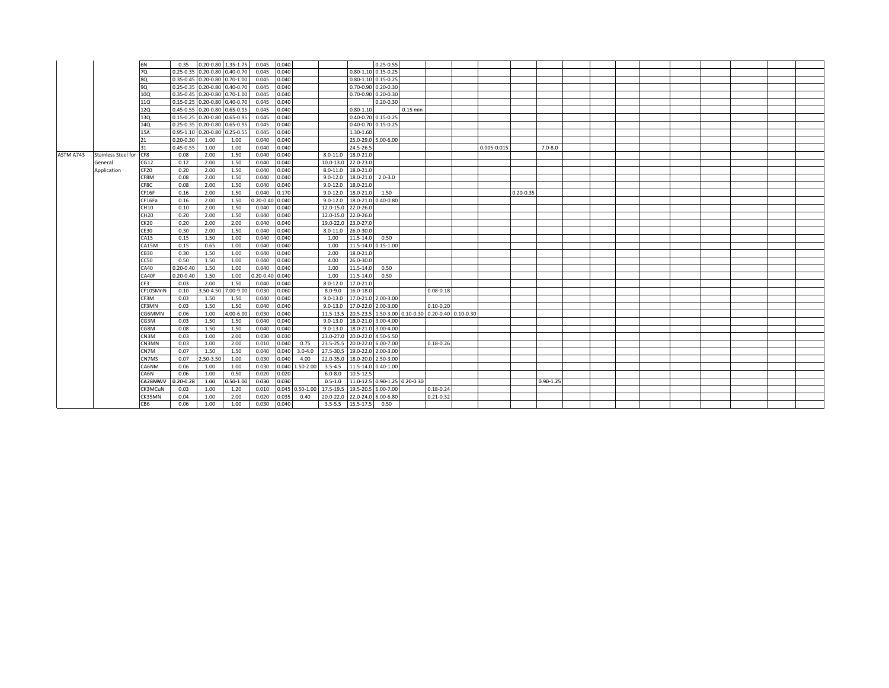| | | | | | | | | | | | | | | | | | | | | | | | | | | | |
|---|---|---|---|---|---|---|---|---|---|---|---|---|---|---|---|---|---|---|---|---|---|---|---|---|---|---|---|
| | | 6N | 0.35 | 0.20-0.80 | 1.35-1.75 | 0.045 | 0.040 | | | | 0.25-0.55 | | | | | | | | | | | | | | | | |
| | | 7Q | 0.25-0.35 | 0.20-0.80 | 0.40-0.70 | 0.045 | 0.040 | | | 0.80-1.10 | 0.15-0.25 | | | | | | | | | | | | | | | | |
| | | 8Q | 0.35-0.45 | 0.20-0.80 | 0.70-1.00 | 0.045 | 0.040 | | | 0.80-1.10 | 0.15-0.25 | | | | | | | | | | | | | | | | |
| | | 9Q | 0.25-0.35 | 0.20-0.80 | 0.40-0.70 | 0.045 | 0.040 | | | 0.70-0.90 | 0.20-0.30 | | | | | | | | | | | | | | | | |
| | | 10Q | 0.35-0.45 | 0.20-0.80 | 0.70-1.00 | 0.045 | 0.040 | | | 0.70-0.90 | 0.20-0.30 | | | | | | | | | | | | | | | | |
| | | 11Q | 0.15-0.25 | 0.20-0.80 | 0.40-0.70 | 0.045 | 0.040 | | | | 0.20-0.30 | | | | | | | | | | | | | | | | |
| | | 12Q | 0.45-0.55 | 0.20-0.80 | 0.65-0.95 | 0.045 | 0.040 | | | 0.80-1.10 | | 0.15 min | | | | | | | | | | | | | | | |
| | | 13Q | 0.15-0.25 | 0.20-0.80 | 0.65-0.95 | 0.045 | 0.040 | | | 0.40-0.70 | 0.15-0.25 | | | | | | | | | | | | | | | | |
| | | 14Q | 0.25-0.35 | 0.20-0.80 | 0.65-0.95 | 0.045 | 0.040 | | | 0.40-0.70 | 0.15-0.25 | | | | | | | | | | | | | | | | |
| | | 15A | 0.95-1.10 | 0.20-0.80 | 0.25-0.55 | 0.045 | 0.040 | | | 1.30-1.60 | | | | | | | | | | | | | | | | | |
| | | 21 | 0.20-0.30 | 1.00 | 1.00 | 0.040 | 0.040 | | | 25.0-29.0 | 5.00-6.00 | | | | | | | | | | | | | | | | |
| | | 31 | 0.45-0.55 | 1.00 | 1.00 | 0.040 | 0.040 | | | 24.5-26.5 | | | | | 0.005-0.015 | | 7.0-8.0 | | | | | | | | | | |
| ASTM A743 | Stainless Steel for General Application | CF8 | 0.08 | 2.00 | 1.50 | 0.040 | 0.040 | | 8.0-11.0 | 18.0-21.0 | | | | | | | | | | | | | | | | | |
| | | CG12 | 0.12 | 2.00 | 1.50 | 0.040 | 0.040 | | 10.0-13.0 | 22.0-23.0 | | | | | | | | | | | | | | | | | |
| | | CF20 | 0.20 | 2.00 | 1.50 | 0.040 | 0.040 | | 8.0-11.0 | 18.0-21.0 | | | | | | | | | | | | | | | | | |
| | | CF8M | 0.08 | 2.00 | 1.50 | 0.040 | 0.040 | | 9.0-12.0 | 18.0-21.0 | 2.0-3.0 | | | | | | | | | | | | | | | | |
| | | CF8C | 0.08 | 2.00 | 1.50 | 0.040 | 0.040 | | 9.0-12.0 | 18.0-21.0 | | | | | | | | | | | | | | | | | |
| | | CF16F | 0.16 | 2.00 | 1.50 | 0.040 | 0.170 | | 9.0-12.0 | 18.0-21.0 | 1.50 | | | | | 0.20-0.35 | | | | | | | | | | | |
| | | CF16Fa | 0.16 | 2.00 | 1.50 | 0.20-0.40 | 0.040 | | 9.0-12.0 | 18.0-21.0 | 0.40-0.80 | | | | | | | | | | | | | | | | |
| | | CH10 | 0.10 | 2.00 | 1.50 | 0.040 | 0.040 | | 12.0-15.0 | 22.0-26.0 | | | | | | | | | | | | | | | | | |
| | | CH20 | 0.20 | 2.00 | 1.50 | 0.040 | 0.040 | | 12.0-15.0 | 22.0-26.0 | | | | | | | | | | | | | | | | | |
| | | CK20 | 0.20 | 2.00 | 2.00 | 0.040 | 0.040 | | 19.0-22.0 | 23.0-27.0 | | | | | | | | | | | | | | | | | |
| | | CE30 | 0.30 | 2.00 | 1.50 | 0.040 | 0.040 | | 8.0-11.0 | 26.0-30.0 | | | | | | | | | | | | | | | | | |
| | | CA15 | 0.15 | 1.50 | 1.00 | 0.040 | 0.040 | | 1.00 | 11.5-14.0 | 0.50 | | | | | | | | | | | | | | | | |
| | | CA15M | 0.15 | 0.65 | 1.00 | 0.040 | 0.040 | | 1.00 | 11.5-14.0 | 0.15-1.00 | | | | | | | | | | | | | | | | |
| | | CB30 | 0.30 | 1.50 | 1.00 | 0.040 | 0.040 | | 2.00 | 18.0-21.0 | | | | | | | | | | | | | | | | | |
| | | CC50 | 0.50 | 1.50 | 1.00 | 0.040 | 0.040 | | 4.00 | 26.0-30.0 | | | | | | | | | | | | | | | | | |
| | | CA40 | 0.20-0.40 | 1.50 | 1.00 | 0.040 | 0.040 | | 1.00 | 11.5-14.0 | 0.50 | | | | | | | | | | | | | | | | |
| | | CA40F | 0.20-0.40 | 1.50 | 1.00 | 0.20-0.40 | 0.040 | | 1.00 | 11.5-14.0 | 0.50 | | | | | | | | | | | | | | | | |
| | | CF3 | 0.03 | 2.00 | 1.50 | 0.040 | 0.040 | | 8.0-12.0 | 17.0-21.0 | | | | | | | | | | | | | | | | | |
| | | CF10SMnN | 0.10 | 3.50-4.50 | 7.00-9.00 | 0.030 | 0.060 | | 8.0-9.0 | 16.0-18.0 | | | 0.08-0.18 | | | | | | | | | | | | | | |
| | | CF3M | 0.03 | 1.50 | 1.50 | 0.040 | 0.040 | | 9.0-13.0 | 17.0-21.0 | 2.00-3.00 | | | | | | | | | | | | | | | | |
| | | CF3MN | 0.03 | 1.50 | 1.50 | 0.040 | 0.040 | | 9.0-13.0 | 17.0-22.0 | 2.00-3.00 | | 0.10-0.20 | | | | | | | | | | | | | | |
| | | CG6MMN | 0.06 | 1.00 | 4.00-6.00 | 0.030 | 0.040 | | 11.5-13.5 | 20.5-23.5 | 1.50-3.00 | 0.10-0.30 | 0.20-0.40 | 0.10-0.30 | | | | | | | | | | | | | |
| | | CG3M | 0.03 | 1.50 | 1.50 | 0.040 | 0.040 | | 9.0-13.0 | 18.0-21.0 | 3.00-4.00 | | | | | | | | | | | | | | | | |
| | | CG8M | 0.08 | 1.50 | 1.50 | 0.040 | 0.040 | | 9.0-13.0 | 18.0-21.0 | 3.00-4.00 | | | | | | | | | | | | | | | | |
| | | CN3M | 0.03 | 1.00 | 2.00 | 0.030 | 0.030 | | 23.0-27.0 | 20.0-22.0 | 4.50-5.50 | | | | | | | | | | | | | | | | |
| | | CN3MN | 0.03 | 1.00 | 2.00 | 0.010 | 0.040 | 0.75 | 23.5-25.5 | 20.0-22.0 | 6.00-7.00 | | 0.18-0.26 | | | | | | | | | | | | | | |
| | | CN7M | 0.07 | 1.50 | 1.50 | 0.040 | 0.040 | 3.0-4.0 | 27.5-30.5 | 19.0-22.0 | 2.00-3.00 | | | | | | | | | | | | | | | | |
| | | CN7MS | 0.07 | 2.50-3.50 | 1.00 | 0.030 | 0.040 | 4.00 | 22.0-35.0 | 18.0-20.0 | 2.50-3.00 | | | | | | | | | | | | | | | | |
| | | CA6NM | 0.06 | 1.00 | 1.00 | 0.030 | 0.040 | 1.50-2.00 | 3.5-4.5 | 11.5-14.0 | 0.40-1.00 | | | | | | | | | | | | | | | | |
| | | CA6N | 0.06 | 1.00 | 0.50 | 0.020 | 0.020 | | 6.0-8.0 | 10.5-12.5 | | | | | | | | | | | | | | | | | |
| | | CA28MWV | 0.20-0.28 | 1.00 | 0.50-1.00 | 0.030 | 0.030 | | 0.5-1.0 | 11.0-12.5 | 0.90-1.25 | 0.20-0.30 | | | | | 0.90-1.25 | | | | | | | | | | |
| | | CK3MCuN | 0.03 | 1.00 | 1.20 | 0.010 | 0.045 | 0.50-1.00 | 17.5-19.5 | 19.5-20.5 | 6.00-7.00 | | 0.18-0.24 | | | | | | | | | | | | | | |
| | | CK35MN | 0.04 | 1.00 | 2.00 | 0.020 | 0.035 | 0.40 | 20.0-22.0 | 22.0-24.0 | 6.00-6.80 | | 0.21-0.32 | | | | | | | | | | | | | | |
| | | CB6 | 0.06 | 1.00 | 1.00 | 0.030 | 0.040 | | 3.5-5.5 | 15.5-17.5 | 0.50 | | | | | | | | | | | | | | | | |